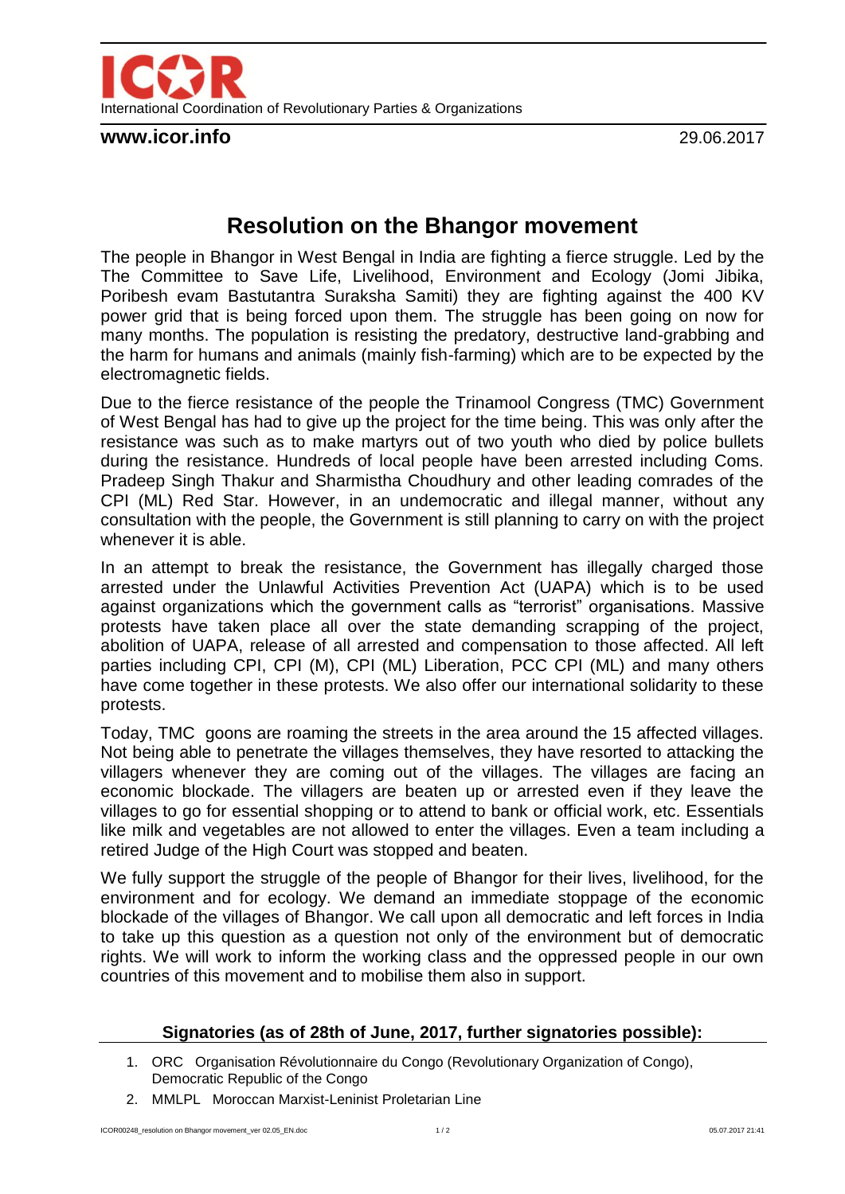ICOR

International Coordination of Revolutionary Parties & Organizations

**www.icor.info** 29.06.2017

# Resolution on the Bhangor movement

The people in Bhangor in West Bengal in India are fighting a fierce struggle. Led by the The Committee to Save Life, Livelihood, Environment and Ecology (Jomi Jibika, Poribesh evam Bastutantra Suraksha Samiti) they are fighting against the 400 KV power grid that is being forced upon them. The struggle has been going on now for many months. The population is resisting the predatory, destructive land-grabbing and the harm for humans and animals (mainly fish-farming) which are to be expected by the electromagnetic fields.

Due to the fierce resistance of the people the Trinamool Congress (TMC) Government of West Bengal has had to give up the project for the time being. This was only after the resistance was such as to make martyrs out of two youth who died by police bullets during the resistance. Hundreds of local people have been arrested including Coms. Pradeep Singh Thakur and Sharmistha Choudhury and other leading comrades of the CPI (ML) Red Star. However, in an undemocratic and illegal manner, without any consultation with the people, the Government is still planning to carry on with the project whenever it is able.

In an attempt to break the resistance, the Government has illegally charged those arrested under the Unlawful Activities Prevention Act (UAPA) which is to be used against organizations which the government calls as "terrorist" organisations. Massive protests have taken place all over the state demanding scrapping of the project, abolition of UAPA, release of all arrested and compensation to those affected. All left parties including CPI, CPI (M), CPI (ML) Liberation, PCC CPI (ML) and many others have come together in these protests. We also offer our international solidarity to these protests.

Today, TMC goons are roaming the streets in the area around the 15 affected villages. Not being able to penetrate the villages themselves, they have resorted to attacking the villagers whenever they are coming out of the villages. The villages are facing an economic blockade. The villagers are beaten up or arrested even if they leave the villages to go for essential shopping or to attend to bank or official work, etc. Essentials like milk and vegetables are not allowed to enter the villages. Even a team including a retired Judge of the High Court was stopped and beaten.

We fully support the struggle of the people of Bhangor for their lives, livelihood, for the environment and for ecology. We demand an immediate stoppage of the economic blockade of the villages of Bhangor. We call upon all democratic and left forces in India to take up this question as a question not only of the environment but of democratic rights. We will work to inform the working class and the oppressed people in our own countries of this movement and to mobilise them also in support.

**Signatories (as of 28th of June, 2017, further signatories possible):**

1. ORC Organisation Révolutionnaire du Congo (Revolutionary Organization of Congo), Democratic Republic of the Congo
2. MMLPL Moroccan Marxist-Leninist Proletarian Line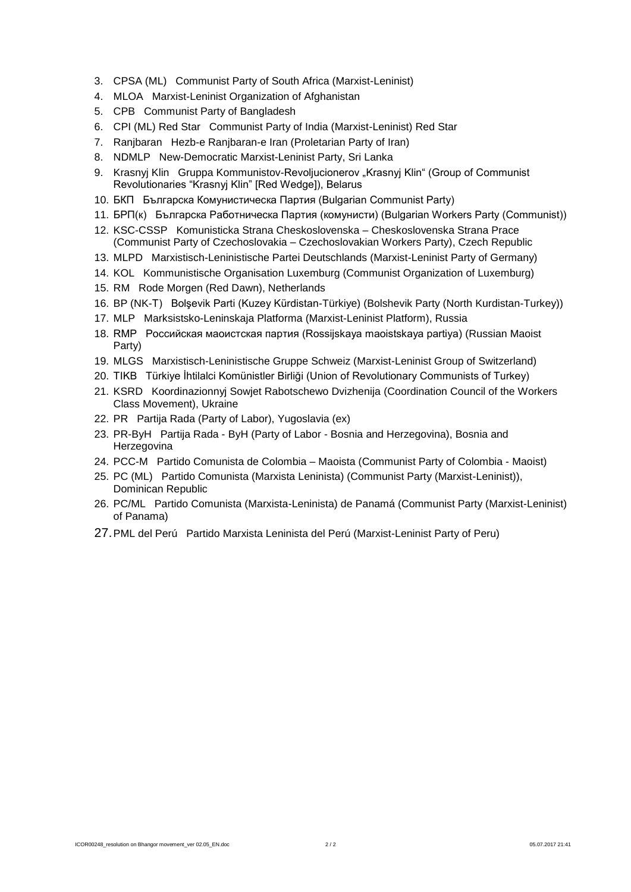3. CPSA (ML)   Communist Party of South Africa (Marxist-Leninist)
4. MLOA   Marxist-Leninist Organization of Afghanistan
5. CPB   Communist Party of Bangladesh
6. CPI (ML) Red Star   Communist Party of India (Marxist-Leninist) Red Star
7. Ranjbaran   Hezb-e Ranjbaran-e Iran (Proletarian Party of Iran)
8. NDMLP   New-Democratic Marxist-Leninist Party, Sri Lanka
9. Krasnyj Klin   Gruppa Kommunistov-Revoljucionerov „Krasnyj Klin“ (Group of Communist Revolutionaries “Krasnyj Klin” [Red Wedge]), Belarus
10. БКП   Българска Комунистическа Партия (Bulgarian Communist Party)
11. БРП(к)   Българска Работническа Партия (комунисти) (Bulgarian Workers Party (Communist))
12. KSC-CSSP   Komunisticka Strana Cheskoslovenska – Cheskoslovenska Strana Prace (Communist Party of Czechoslovakia – Czechoslovakian Workers Party), Czech Republic
13. MLPD   Marxistisch-Leninistische Partei Deutschlands (Marxist-Leninist Party of Germany)
14. KOL   Kommunistische Organisation Luxemburg (Communist Organization of Luxemburg)
15. RM   Rode Morgen (Red Dawn), Netherlands
16. BP (NK-T)   Bolşevik Parti (Kuzey Kürdistan-Türkiye) (Bolshevik Party (North Kurdistan-Turkey))
17. MLP   Marksistsko-Leninskaja Platforma (Marxist-Leninist Platform), Russia
18. RMP   Российская маоистская партия (Rossijskaya maoistskaya partiya) (Russian Maoist Party)
19. MLGS   Marxistisch-Leninistische Gruppe Schweiz (Marxist-Leninist Group of Switzerland)
20. TIKB   Türkiye İhtilalci Komünistler Birliği (Union of Revolutionary Communists of Turkey)
21. KSRD   Koordinazionnyj Sowjet Rabotschewo Dvizhenija (Coordination Council of the Workers Class Movement), Ukraine
22. PR   Partija Rada (Party of Labor), Yugoslavia (ex)
23. PR-ByH   Partija Rada - ByH (Party of Labor - Bosnia and Herzegovina), Bosnia and Herzegovina
24. PCC-M   Partido Comunista de Colombia – Maoista (Communist Party of Colombia - Maoist)
25. PC (ML)   Partido Comunista (Marxista Leninista) (Communist Party (Marxist-Leninist)), Dominican Republic
26. PC/ML   Partido Comunista (Marxista-Leninista) de Panamá (Communist Party (Marxist-Leninist) of Panama)
27. PML del Perú   Partido Marxista Leninista del Perú (Marxist-Leninist Party of Peru)